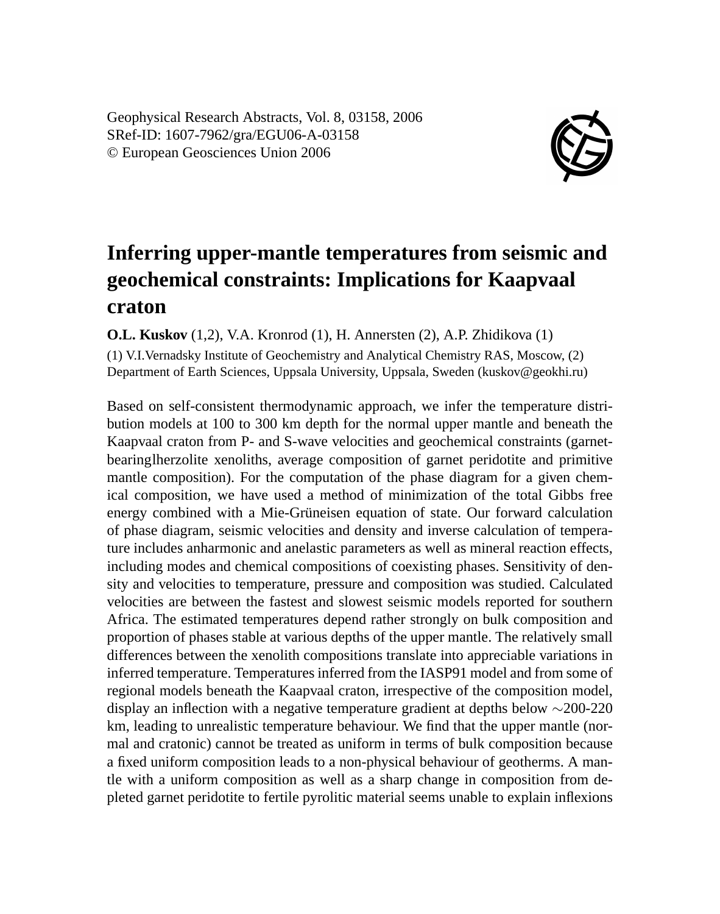Geophysical Research Abstracts, Vol. 8, 03158, 2006
SRef-ID: 1607-7962/gra/EGU06-A-03158
© European Geosciences Union 2006

# Inferring upper-mantle temperatures from seismic and geochemical constraints: Implications for Kaapvaal craton

**O.L. Kuskov** (1,2), V.A. Kronrod (1), H. Annersten (2), A.P. Zhidikova (1)

(1) V.I.Vernadsky Institute of Geochemistry and Analytical Chemistry RAS, Moscow, (2) Department of Earth Sciences, Uppsala University, Uppsala, Sweden (kuskov@geokhi.ru)

Based on self-consistent thermodynamic approach, we infer the temperature distribution models at 100 to 300 km depth for the normal upper mantle and beneath the Kaapvaal craton from P- and S-wave velocities and geochemical constraints (garnet-bearinglherzolite xenoliths, average composition of garnet peridotite and primitive mantle composition). For the computation of the phase diagram for a given chemical composition, we have used a method of minimization of the total Gibbs free energy combined with a Mie-Grüneisen equation of state. Our forward calculation of phase diagram, seismic velocities and density and inverse calculation of temperature includes anharmonic and anelastic parameters as well as mineral reaction effects, including modes and chemical compositions of coexisting phases. Sensitivity of density and velocities to temperature, pressure and composition was studied. Calculated velocities are between the fastest and slowest seismic models reported for southern Africa. The estimated temperatures depend rather strongly on bulk composition and proportion of phases stable at various depths of the upper mantle. The relatively small differences between the xenolith compositions translate into appreciable variations in inferred temperature. Temperatures inferred from the IASP91 model and from some of regional models beneath the Kaapvaal craton, irrespective of the composition model, display an inflection with a negative temperature gradient at depths below $\sim$200-220 km, leading to unrealistic temperature behaviour. We find that the upper mantle (normal and cratonic) cannot be treated as uniform in terms of bulk composition because a fixed uniform composition leads to a non-physical behaviour of geotherms. A mantle with a uniform composition as well as a sharp change in composition from depleted garnet peridotite to fertile pyrolitic material seems unable to explain inflexions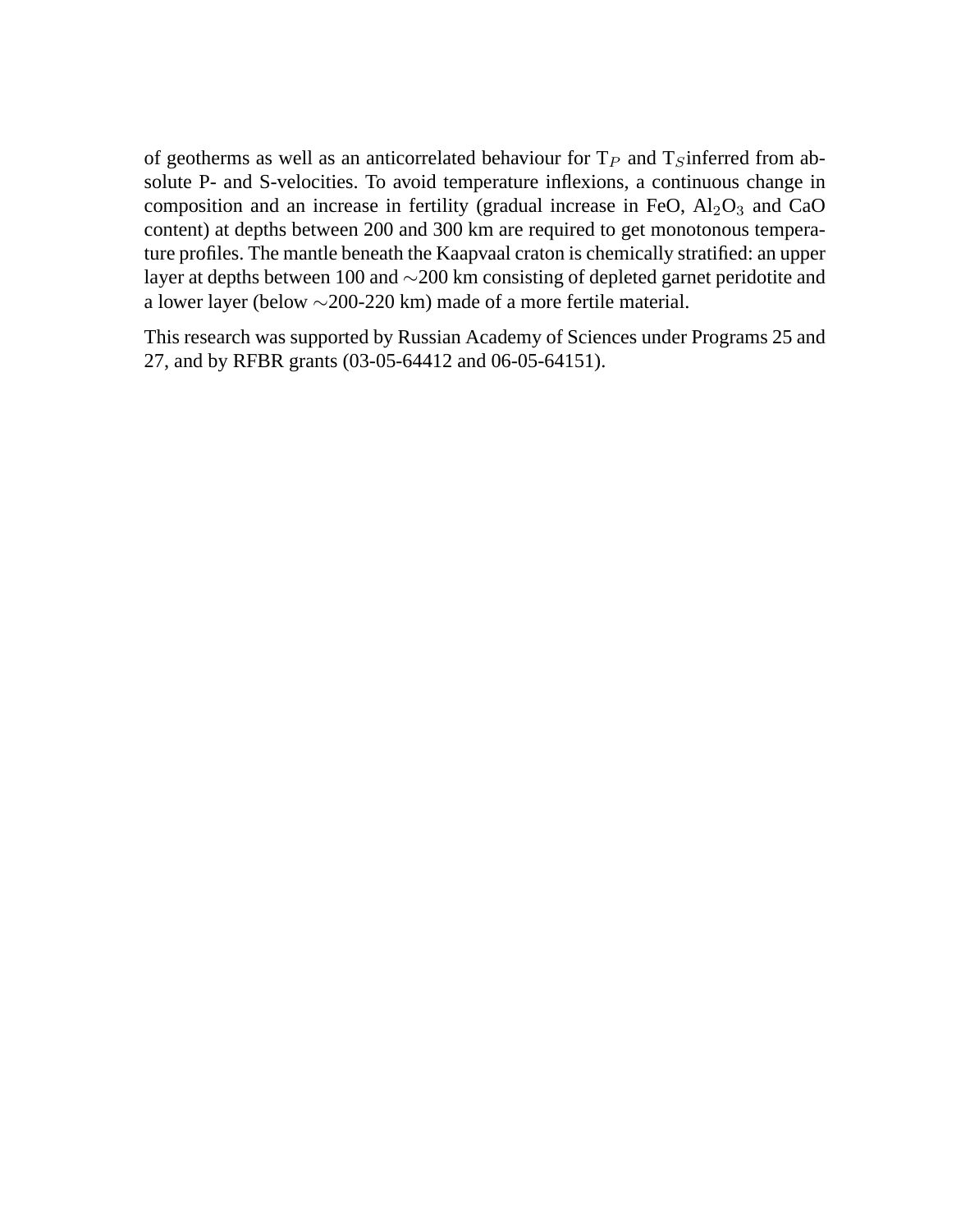of geotherms as well as an anticorrelated behaviour for $T_P$ and $T_S$ inferred from absolute P- and S-velocities. To avoid temperature inflexions, a continuous change in composition and an increase in fertility (gradual increase in FeO, $Al_2O_3$ and CaO content) at depths between 200 and 300 km are required to get monotonous temperature profiles. The mantle beneath the Kaapvaal craton is chemically stratified: an upper layer at depths between 100 and ∼200 km consisting of depleted garnet peridotite and a lower layer (below ∼200-220 km) made of a more fertile material.

This research was supported by Russian Academy of Sciences under Programs 25 and 27, and by RFBR grants (03-05-64412 and 06-05-64151).